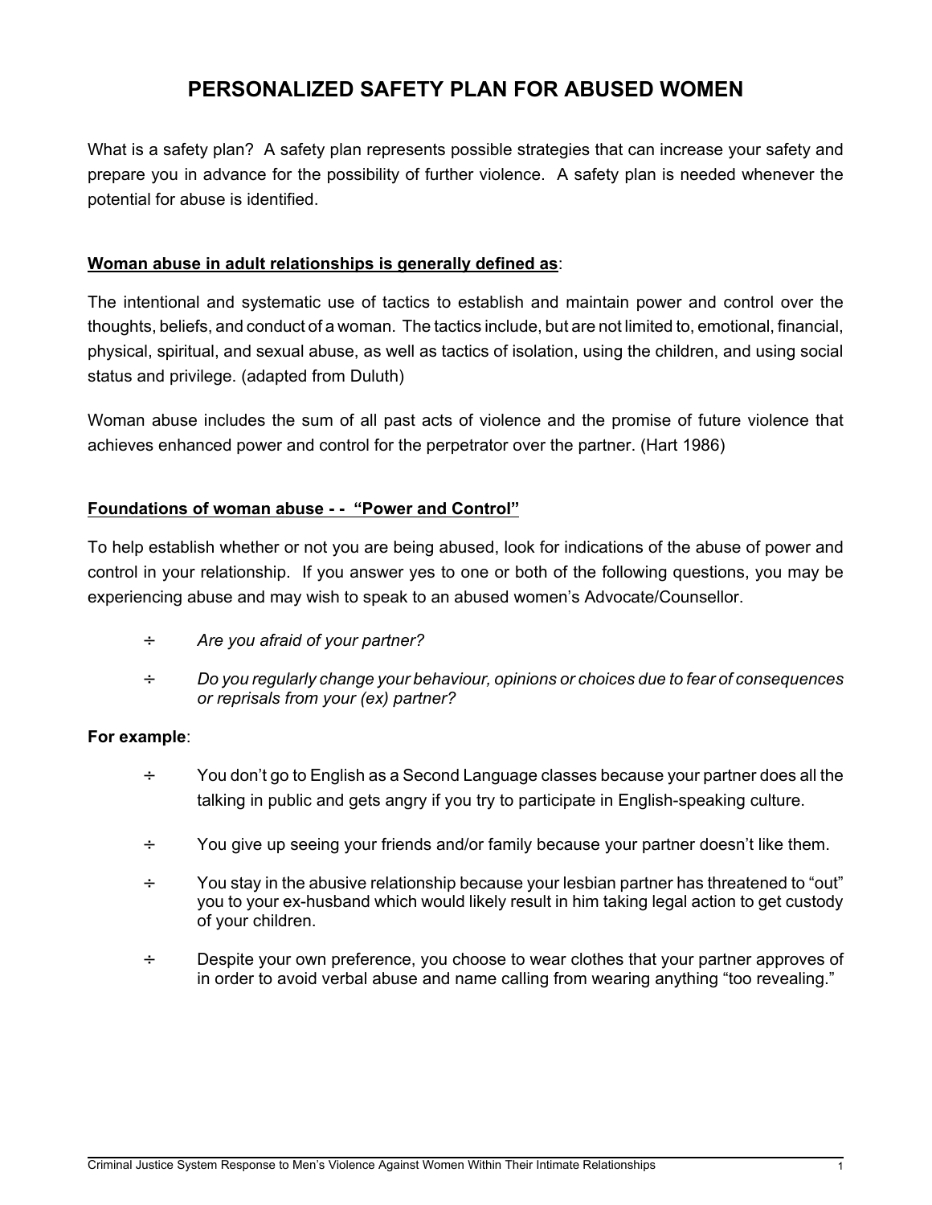# PERSONALIZED SAFETY PLAN FOR ABUSED WOMEN

What is a safety plan? A safety plan represents possible strategies that can increase your safety and prepare you in advance for the possibility of further violence. A safety plan is needed whenever the potential for abuse is identified.

**Woman abuse in adult relationships is generally defined as**:

The intentional and systematic use of tactics to establish and maintain power and control over the thoughts, beliefs, and conduct of a woman. The tactics include, but are not limited to, emotional, financial, physical, spiritual, and sexual abuse, as well as tactics of isolation, using the children, and using social status and privilege. (adapted from Duluth)

Woman abuse includes the sum of all past acts of violence and the promise of future violence that achieves enhanced power and control for the perpetrator over the partner. (Hart 1986)

**Foundations of woman abuse - - "Power and Control"**

To help establish whether or not you are being abused, look for indications of the abuse of power and control in your relationship. If you answer yes to one or both of the following questions, you may be experiencing abuse and may wish to speak to an abused women's Advocate/Counsellor.

- *Are you afraid of your partner?*
- *Do you regularly change your behaviour, opinions or choices due to fear of consequences or reprisals from your (ex) partner?*

**For example**:

- You don't go to English as a Second Language classes because your partner does all the talking in public and gets angry if you try to participate in English-speaking culture.
- You give up seeing your friends and/or family because your partner doesn't like them.
- You stay in the abusive relationship because your lesbian partner has threatened to "out" you to your ex-husband which would likely result in him taking legal action to get custody of your children.
- Despite your own preference, you choose to wear clothes that your partner approves of in order to avoid verbal abuse and name calling from wearing anything "too revealing."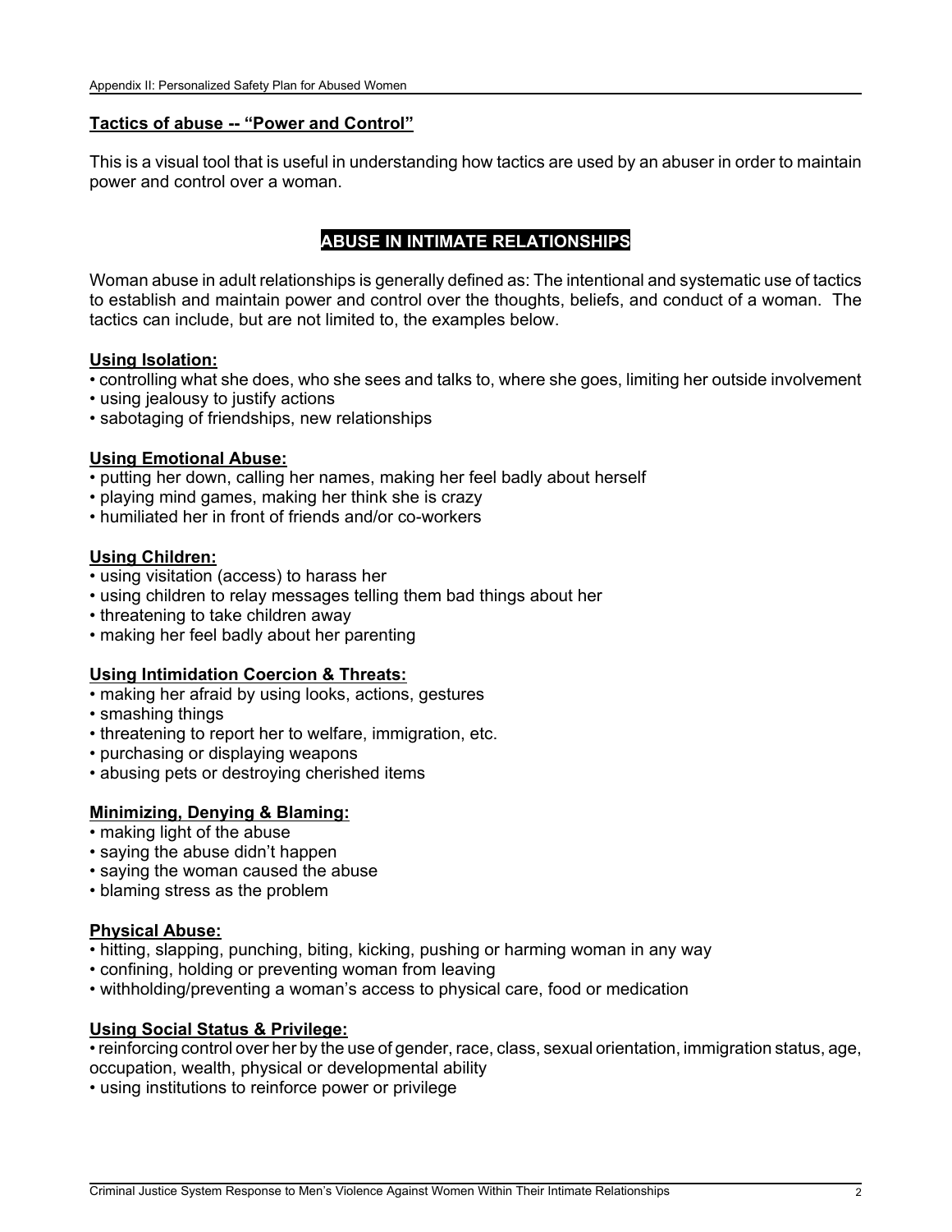**Tactics of abuse -- "Power and Control"**

This is a visual tool that is useful in understanding how tactics are used by an abuser in order to maintain power and control over a woman.

## ABUSE IN INTIMATE RELATIONSHIPS

Woman abuse in adult relationships is generally defined as: The intentional and systematic use of tactics to establish and maintain power and control over the thoughts, beliefs, and conduct of a woman. The tactics can include, but are not limited to, the examples below.

**Using Isolation:**

- controlling what she does, who she sees and talks to, where she goes, limiting her outside involvement
- using jealousy to justify actions
- sabotaging of friendships, new relationships

**Using Emotional Abuse:**

- putting her down, calling her names, making her feel badly about herself
- playing mind games, making her think she is crazy
- humiliated her in front of friends and/or co-workers

**Using Children:**

- using visitation (access) to harass her
- using children to relay messages telling them bad things about her
- threatening to take children away
- making her feel badly about her parenting

**Using Intimidation Coercion & Threats:**

- making her afraid by using looks, actions, gestures
- smashing things
- threatening to report her to welfare, immigration, etc.
- purchasing or displaying weapons
- abusing pets or destroying cherished items

**Minimizing, Denying & Blaming:**

- making light of the abuse
- saying the abuse didn't happen
- saying the woman caused the abuse
- blaming stress as the problem

**Physical Abuse:**

- hitting, slapping, punching, biting, kicking, pushing or harming woman in any way
- confining, holding or preventing woman from leaving
- withholding/preventing a woman's access to physical care, food or medication

**Using Social Status & Privilege:**

- reinforcing control over her by the use of gender, race, class, sexual orientation, immigration status, age, occupation, wealth, physical or developmental ability
- using institutions to reinforce power or privilege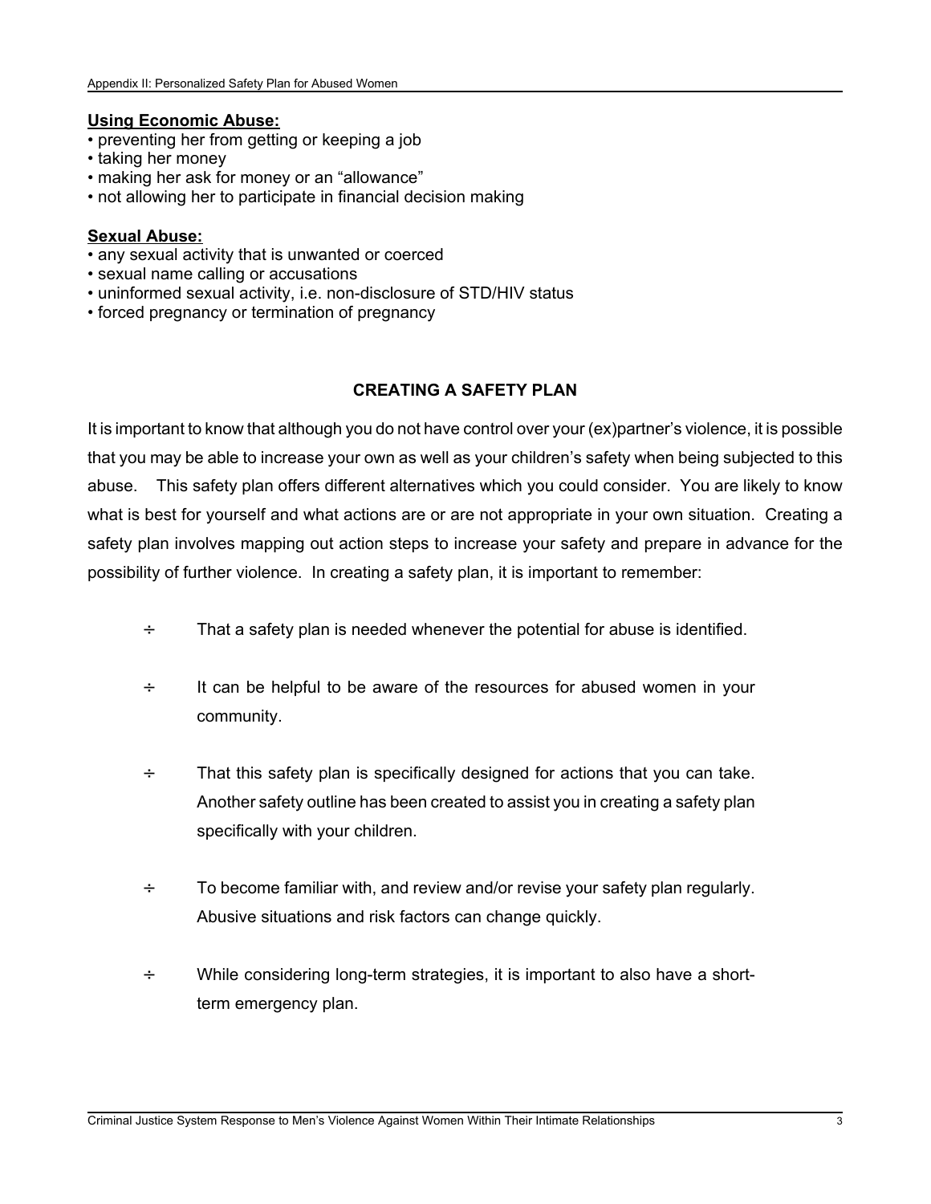**Using Economic Abuse:**

- preventing her from getting or keeping a job
- taking her money
- making her ask for money or an "allowance"
- not allowing her to participate in financial decision making

**Sexual Abuse:**

- any sexual activity that is unwanted or coerced
- sexual name calling or accusations
- uninformed sexual activity, i.e. non-disclosure of STD/HIV status
- forced pregnancy or termination of pregnancy

## CREATING A SAFETY PLAN

It is important to know that although you do not have control over your (ex)partner's violence, it is possible that you may be able to increase your own as well as your children's safety when being subjected to this abuse. This safety plan offers different alternatives which you could consider. You are likely to know what is best for yourself and what actions are or are not appropriate in your own situation. Creating a safety plan involves mapping out action steps to increase your safety and prepare in advance for the possibility of further violence. In creating a safety plan, it is important to remember:

÷ That a safety plan is needed whenever the potential for abuse is identified.

÷ It can be helpful to be aware of the resources for abused women in your community.

÷ That this safety plan is specifically designed for actions that you can take. Another safety outline has been created to assist you in creating a safety plan specifically with your children.

÷ To become familiar with, and review and/or revise your safety plan regularly. Abusive situations and risk factors can change quickly.

÷ While considering long-term strategies, it is important to also have a short-term emergency plan.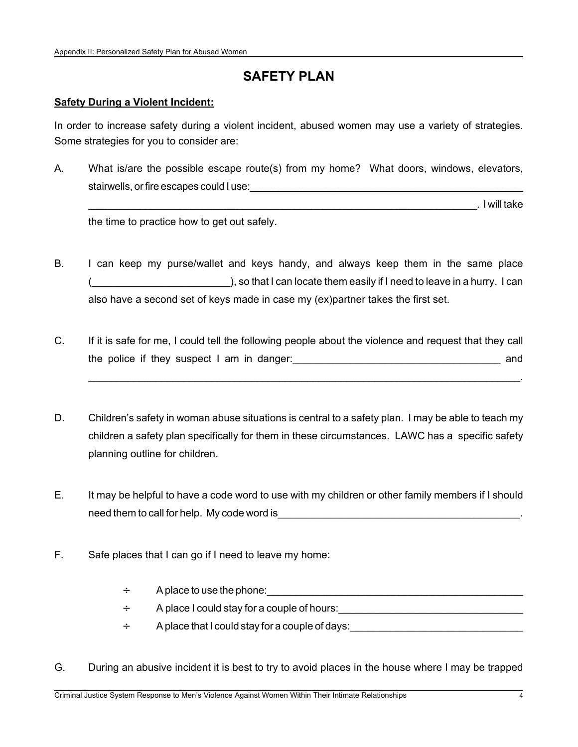# SAFETY PLAN

**Safety During a Violent Incident:**

In order to increase safety during a violent incident, abused women may use a variety of strategies. Some strategies for you to consider are:

A. What is/are the possible escape route(s) from my home? What doors, windows, elevators, stairwells, or fire escapes could I use:\_\_\_\_\_\_\_\_\_\_\_\_\_\_\_\_\_\_\_\_\_\_\_\_\_\_\_\_\_\_\_\_\_\_\_\_\_\_\_\_\_\_\_\_\_\_\_\_\_\_\_\_\_\_\_\_\_\_\_\_\_\_\_\_\_\_\_\_\_\_\_\_\_\_\_\_\_\_\_\_\_\_\_\_\_\_\_\_\_\_\_\_\_\_\_\_\_\_\_\_\_\_\_\_\_\_\_\_\_\_\_\_\_\_\_\_\_\_\_\_\_\_\_\_\_\_\_\_\_\_\_\_\_. I will take the time to practice how to get out safely.

B. I can keep my purse/wallet and keys handy, and always keep them in the same place (\_\_\_\_\_\_\_\_\_\_\_\_\_\_\_\_\_\_\_\_\_\_\_\_), so that I can locate them easily if I need to leave in a hurry. I can also have a second set of keys made in case my (ex)partner takes the first set.

C. If it is safe for me, I could tell the following people about the violence and request that they call the police if they suspect I am in danger:\_\_\_\_\_\_\_\_\_\_\_\_\_\_\_\_\_\_\_\_\_\_\_\_\_\_\_\_\_\_\_\_\_\_\_\_ and \_\_\_\_\_\_\_\_\_\_\_\_\_\_\_\_\_\_\_\_\_\_\_\_\_\_\_\_\_\_\_\_\_\_\_\_\_\_\_\_\_\_\_\_\_\_\_\_\_\_\_\_\_\_\_\_\_\_\_\_\_\_\_\_\_\_\_\_\_\_\_\_\_\_.

D. Children's safety in woman abuse situations is central to a safety plan. I may be able to teach my children a safety plan specifically for them in these circumstances. LAWC has a specific safety planning outline for children.

E. It may be helpful to have a code word to use with my children or other family members if I should need them to call for help. My code word is\_\_\_\_\_\_\_\_\_\_\_\_\_\_\_\_\_\_\_\_\_\_\_\_\_\_\_\_\_\_\_\_\_\_\_\_\_\_\_\_\_\_\_.

F. Safe places that I can go if I need to leave my home:

   ÷ A place to use the phone:\_\_\_\_\_\_\_\_\_\_\_\_\_\_\_\_\_\_\_\_\_\_\_\_\_\_\_\_\_\_\_\_\_\_\_\_\_\_\_\_\_\_\_\_\_\_
   
   ÷ A place I could stay for a couple of hours:\_\_\_\_\_\_\_\_\_\_\_\_\_\_\_\_\_\_\_\_\_\_\_\_\_\_\_\_\_\_\_\_\_
   
   ÷ A place that I could stay for a couple of days:\_\_\_\_\_\_\_\_\_\_\_\_\_\_\_\_\_\_\_\_\_\_\_\_\_\_\_\_\_\_\_

G. During an abusive incident it is best to try to avoid places in the house where I may be trapped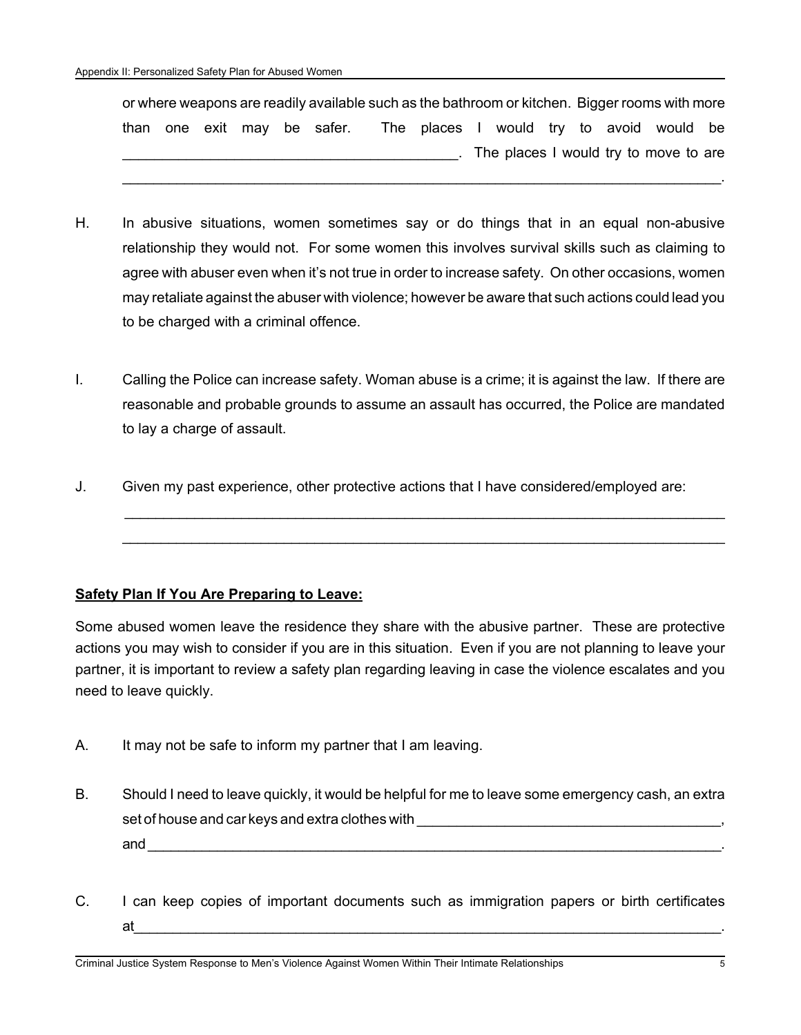or where weapons are readily available such as the bathroom or kitchen. Bigger rooms with more than one exit may be safer. The places I would try to avoid would be ___________________________________________. The places I would try to move to are ___________________________________________________________________________.

H. In abusive situations, women sometimes say or do things that in an equal non-abusive relationship they would not. For some women this involves survival skills such as claiming to agree with abuser even when it's not true in order to increase safety. On other occasions, women may retaliate against the abuser with violence; however be aware that such actions could lead you to be charged with a criminal offence.

I. Calling the Police can increase safety. Woman abuse is a crime; it is against the law. If there are reasonable and probable grounds to assume an assault has occurred, the Police are mandated to lay a charge of assault.

J. Given my past experience, other protective actions that I have considered/employed are:

___________________________________________________________________________

___________________________________________________________________________

**Safety Plan If You Are Preparing to Leave:**

Some abused women leave the residence they share with the abusive partner. These are protective actions you may wish to consider if you are in this situation. Even if you are not planning to leave your partner, it is important to review a safety plan regarding leaving in case the violence escalates and you need to leave quickly.

A. It may not be safe to inform my partner that I am leaving.

B. Should I need to leave quickly, it would be helpful for me to leave some emergency cash, an extra set of house and car keys and extra clothes with _______________________________________, and ___________________________________________________________________________.

C. I can keep copies of important documents such as immigration papers or birth certificates at___________________________________________________________________________.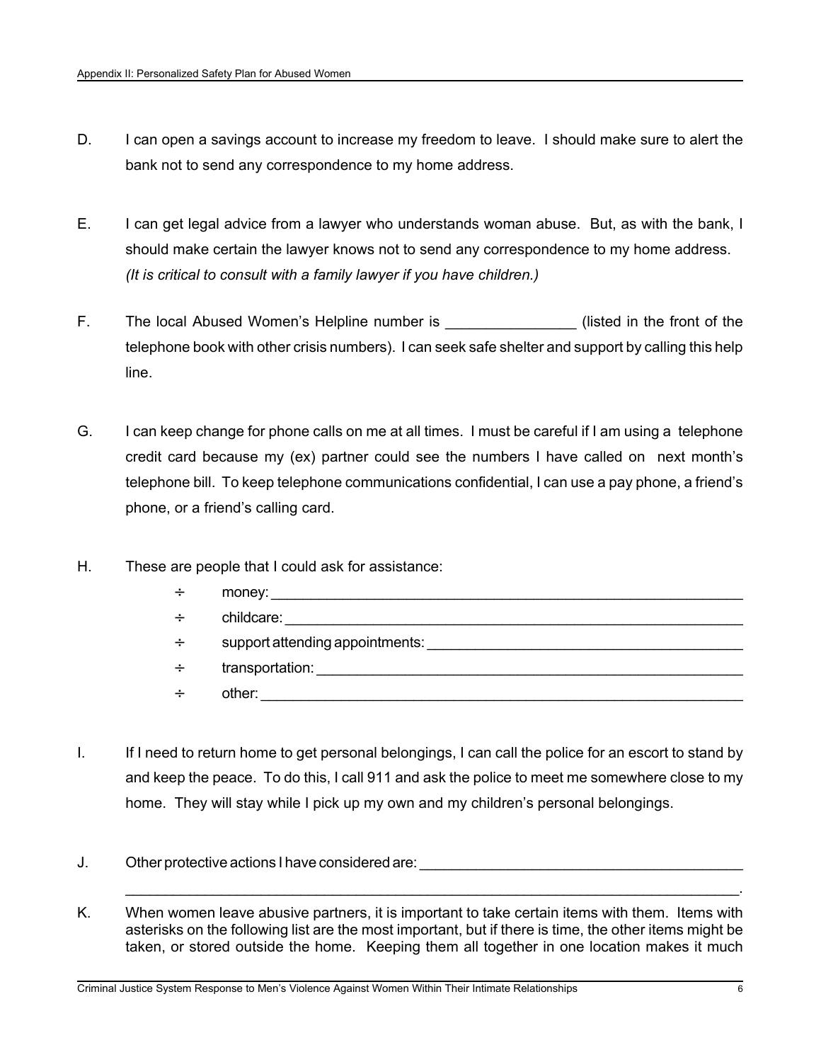D. I can open a savings account to increase my freedom to leave. I should make sure to alert the bank not to send any correspondence to my home address.

E. I can get legal advice from a lawyer who understands woman abuse. But, as with the bank, I should make certain the lawyer knows not to send any correspondence to my home address. *(It is critical to consult with a family lawyer if you have children.)*

F. The local Abused Women's Helpline number is ________________ (listed in the front of the telephone book with other crisis numbers). I can seek safe shelter and support by calling this help line.

G. I can keep change for phone calls on me at all times. I must be careful if I am using a telephone credit card because my (ex) partner could see the numbers I have called on next month's telephone bill. To keep telephone communications confidential, I can use a pay phone, a friend's phone, or a friend's calling card.

H. These are people that I could ask for assistance:

- ÷ money: ____________________________________________________________
- ÷ childcare: __________________________________________________________
- ÷ support attending appointments: ______________________________________
- ÷ transportation: ______________________________________________________
- ÷ other: _____________________________________________________________

I. If I need to return home to get personal belongings, I can call the police for an escort to stand by and keep the peace. To do this, I call 911 and ask the police to meet me somewhere close to my home. They will stay while I pick up my own and my children's personal belongings.

J. Other protective actions I have considered are: ________________________________________
_________________________________________________________________________________.

K. When women leave abusive partners, it is important to take certain items with them. Items with asterisks on the following list are the most important, but if there is time, the other items might be taken, or stored outside the home. Keeping them all together in one location makes it much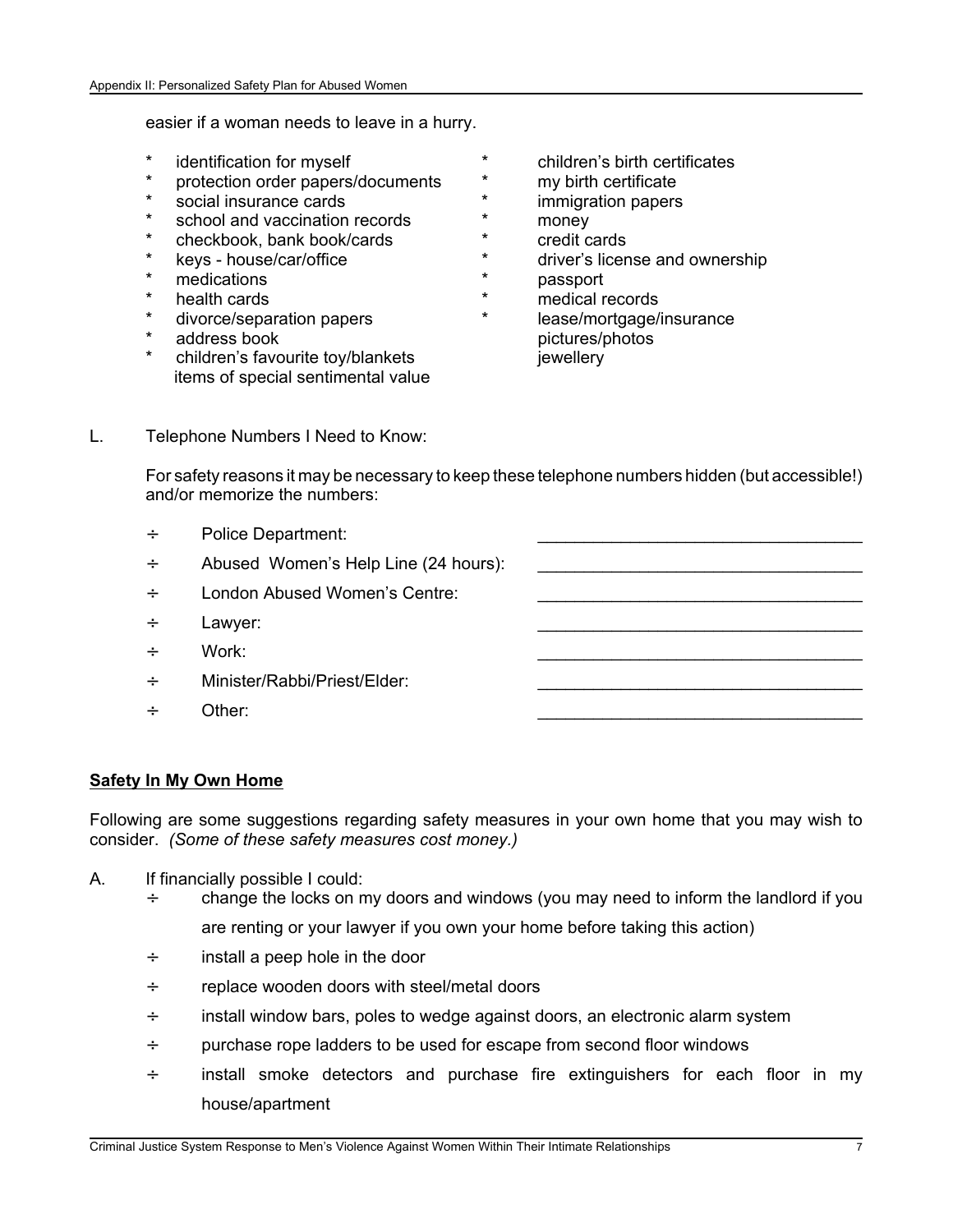easier if a woman needs to leave in a hurry.

- * identification for myself
- * protection order papers/documents
- * social insurance cards
- * school and vaccination records
- * checkbook, bank book/cards
- * keys - house/car/office
- * medications
- * health cards
- * divorce/separation papers
- * address book
- * children's favourite toy/blankets
- items of special sentimental value
- * children's birth certificates
- * my birth certificate
- * immigration papers
- * money
- * credit cards
- * driver's license and ownership
- * passport
- * medical records
- * lease/mortgage/insurance
- pictures/photos
- jewellery

L. Telephone Numbers I Need to Know:

For safety reasons it may be necessary to keep these telephone numbers hidden (but accessible!) and/or memorize the numbers:

÷ Police Department: ________________________________

÷ Abused Women's Help Line (24 hours): ________________________________

÷ London Abused Women's Centre: ________________________________

÷ Lawyer: ________________________________

÷ Work: ________________________________

÷ Minister/Rabbi/Priest/Elder: ________________________________

÷ Other: ________________________________

**Safety In My Own Home**

Following are some suggestions regarding safety measures in your own home that you may wish to consider. *(Some of these safety measures cost money.)*

A. If financially possible I could:

÷ change the locks on my doors and windows (you may need to inform the landlord if you are renting or your lawyer if you own your home before taking this action)

÷ install a peep hole in the door

÷ replace wooden doors with steel/metal doors

÷ install window bars, poles to wedge against doors, an electronic alarm system

÷ purchase rope ladders to be used for escape from second floor windows

÷ install smoke detectors and purchase fire extinguishers for each floor in my house/apartment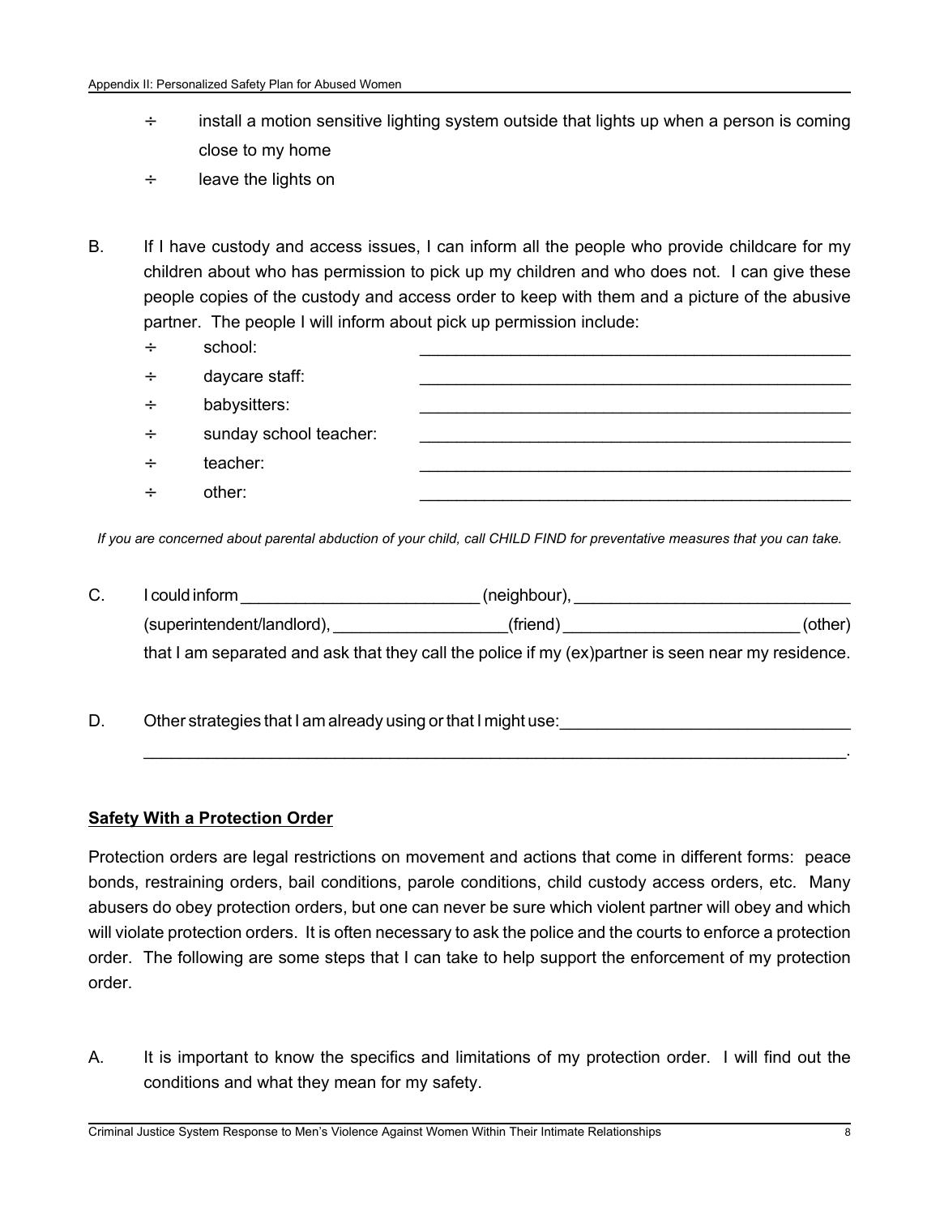- ÷ install a motion sensitive lighting system outside that lights up when a person is coming close to my home
- ÷ leave the lights on

B. If I have custody and access issues, I can inform all the people who provide childcare for my children about who has permission to pick up my children and who does not. I can give these people copies of the custody and access order to keep with them and a picture of the abusive partner. The people I will inform about pick up permission include:

- ÷ school: _______________________________________________
- ÷ daycare staff: _______________________________________________
- ÷ babysitters: _______________________________________________
- ÷ sunday school teacher: _______________________________________________
- ÷ teacher: _______________________________________________
- ÷ other: _______________________________________________

*If you are concerned about parental abduction of your child, call CHILD FIND for preventative measures that you can take.*

C. I could inform __________________________ (neighbour), ______________________________ (superintendent/landlord), ___________________(friend) __________________________ (other) that I am separated and ask that they call the police if my (ex)partner is seen near my residence.

D. Other strategies that I am already using or that I might use:_______________________________ ________________________________________________________________________________.

## Safety With a Protection Order

Protection orders are legal restrictions on movement and actions that come in different forms: peace bonds, restraining orders, bail conditions, parole conditions, child custody access orders, etc. Many abusers do obey protection orders, but one can never be sure which violent partner will obey and which will violate protection orders. It is often necessary to ask the police and the courts to enforce a protection order. The following are some steps that I can take to help support the enforcement of my protection order.

A. It is important to know the specifics and limitations of my protection order. I will find out the conditions and what they mean for my safety.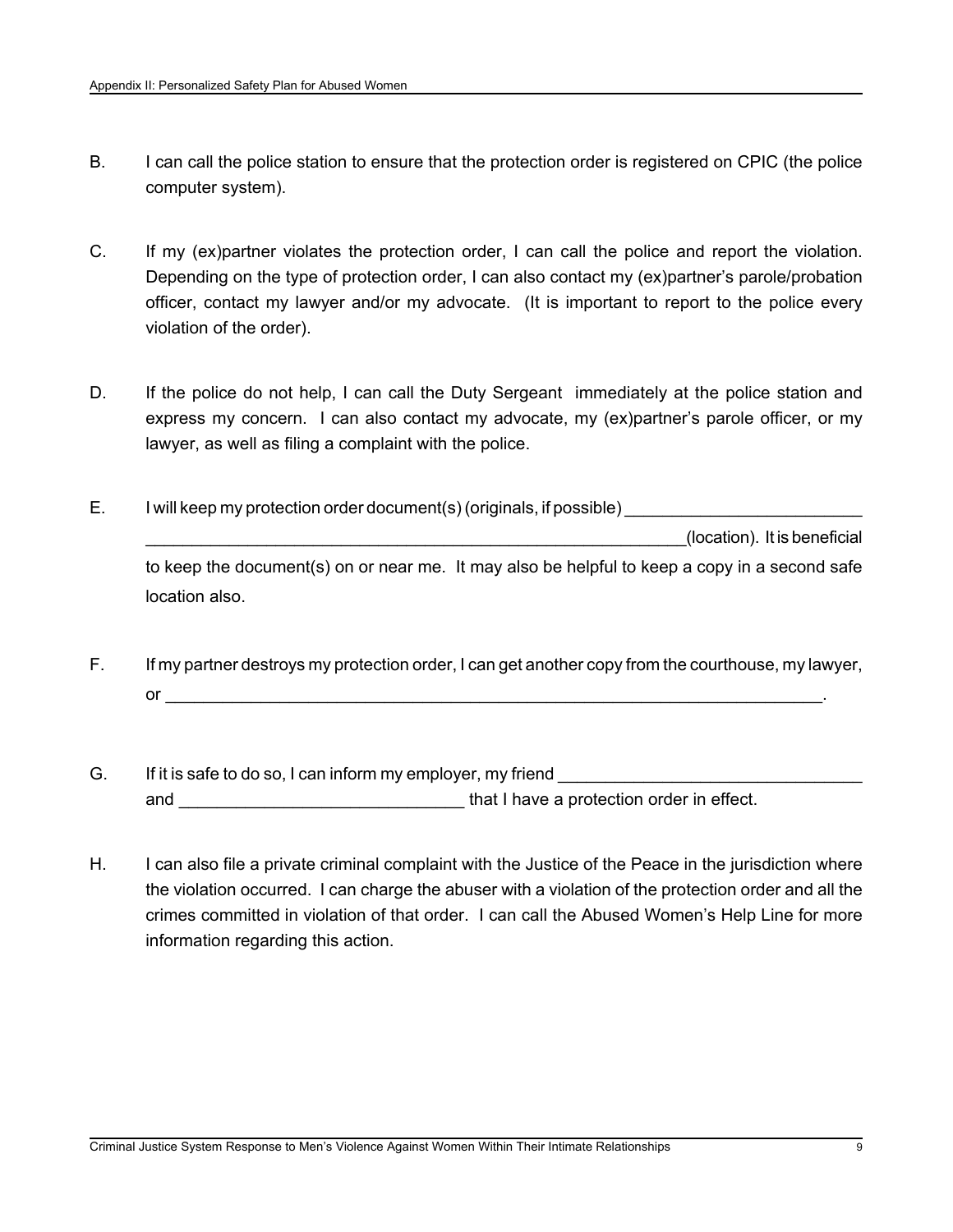B. I can call the police station to ensure that the protection order is registered on CPIC (the police computer system).

C. If my (ex)partner violates the protection order, I can call the police and report the violation. Depending on the type of protection order, I can also contact my (ex)partner's parole/probation officer, contact my lawyer and/or my advocate. (It is important to report to the police every violation of the order).

D. If the police do not help, I can call the Duty Sergeant immediately at the police station and express my concern. I can also contact my advocate, my (ex)partner's parole officer, or my lawyer, as well as filing a complaint with the police.

E. I will keep my protection order document(s) (originals, if possible) __________________________ ____________________________________________________________(location). It is beneficial to keep the document(s) on or near me. It may also be helpful to keep a copy in a second safe location also.

F. If my partner destroys my protection order, I can get another copy from the courthouse, my lawyer, or ________________________________________________________________________.

G. If it is safe to do so, I can inform my employer, my friend ________________________________ and ______________________________ that I have a protection order in effect.

H. I can also file a private criminal complaint with the Justice of the Peace in the jurisdiction where the violation occurred. I can charge the abuser with a violation of the protection order and all the crimes committed in violation of that order. I can call the Abused Women's Help Line for more information regarding this action.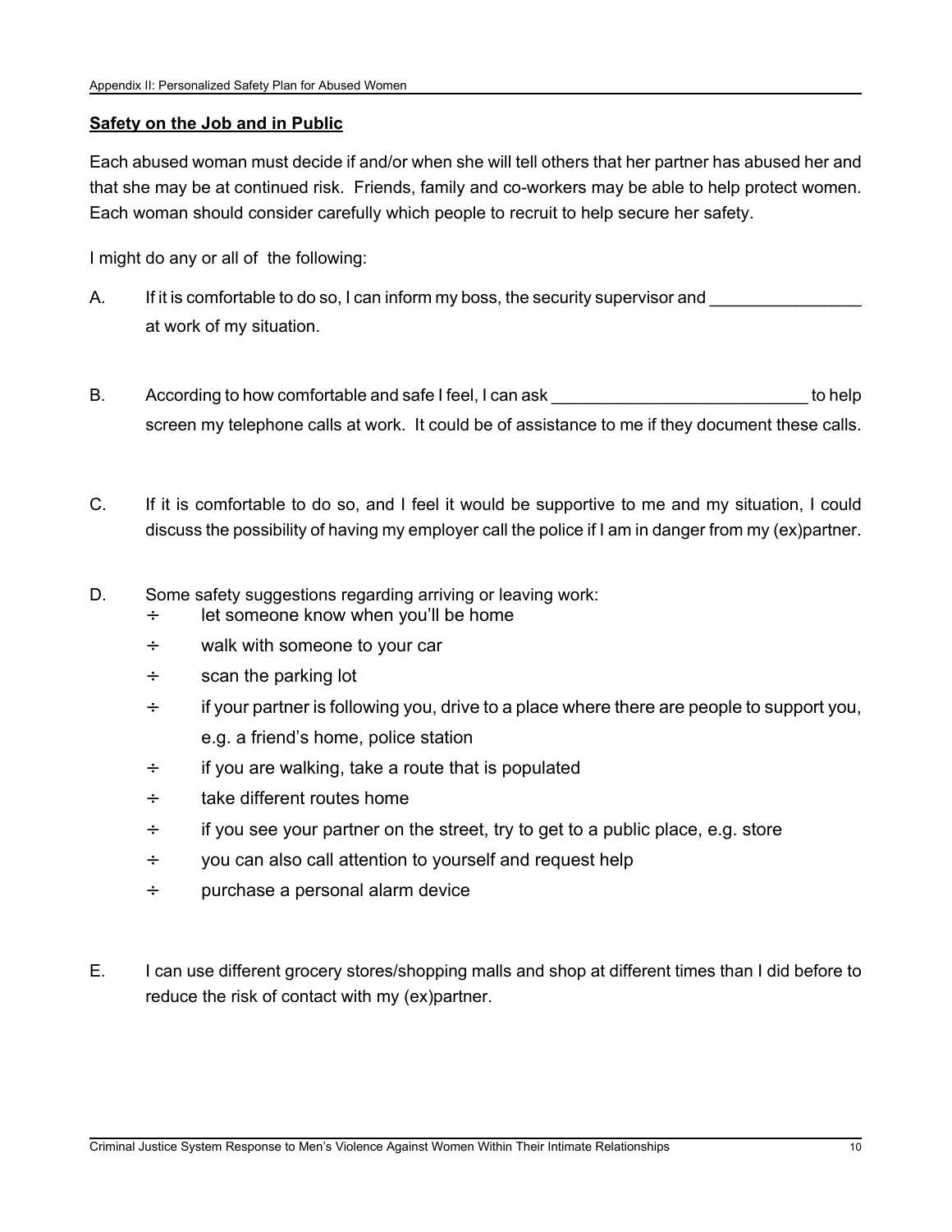**Safety on the Job and in Public**

Each abused woman must decide if and/or when she will tell others that her partner has abused her and that she may be at continued risk. Friends, family and co-workers may be able to help protect women. Each woman should consider carefully which people to recruit to help secure her safety.

I might do any or all of the following:

A. If it is comfortable to do so, I can inform my boss, the security supervisor and ________________ at work of my situation.

B. According to how comfortable and safe I feel, I can ask ___________________________ to help screen my telephone calls at work. It could be of assistance to me if they document these calls.

C. If it is comfortable to do so, and I feel it would be supportive to me and my situation, I could discuss the possibility of having my employer call the police if I am in danger from my (ex)partner.

D. Some safety suggestions regarding arriving or leaving work:
   - let someone know when you'll be home
   - walk with someone to your car
   - scan the parking lot
   - if your partner is following you, drive to a place where there are people to support you, e.g. a friend's home, police station
   - if you are walking, take a route that is populated
   - take different routes home
   - if you see your partner on the street, try to get to a public place, e.g. store
   - you can also call attention to yourself and request help
   - purchase a personal alarm device

E. I can use different grocery stores/shopping malls and shop at different times than I did before to reduce the risk of contact with my (ex)partner.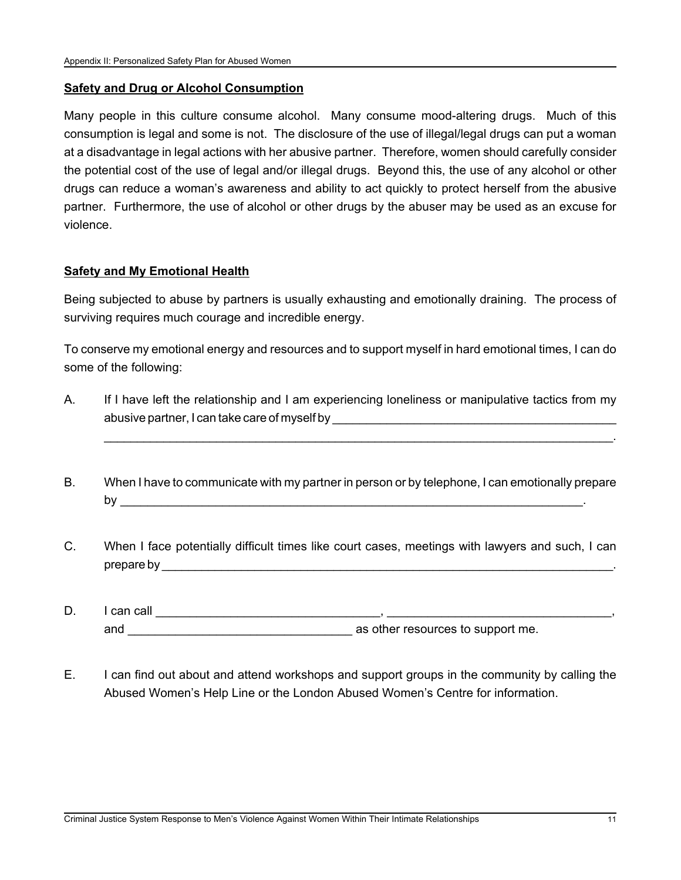## Safety and Drug or Alcohol Consumption

Many people in this culture consume alcohol. Many consume mood-altering drugs. Much of this consumption is legal and some is not. The disclosure of the use of illegal/legal drugs can put a woman at a disadvantage in legal actions with her abusive partner. Therefore, women should carefully consider the potential cost of the use of legal and/or illegal drugs. Beyond this, the use of any alcohol or other drugs can reduce a woman's awareness and ability to act quickly to protect herself from the abusive partner. Furthermore, the use of alcohol or other drugs by the abuser may be used as an excuse for violence.

## Safety and My Emotional Health

Being subjected to abuse by partners is usually exhausting and emotionally draining. The process of surviving requires much courage and incredible energy.

To conserve my emotional energy and resources and to support myself in hard emotional times, I can do some of the following:

A. If I have left the relationship and I am experiencing loneliness or manipulative tactics from my abusive partner, I can take care of myself by ___________________________________________ ___________________________________________________________________________.

B. When I have to communicate with my partner in person or by telephone, I can emotionally prepare by ______________________________________________________________________.

C. When I face potentially difficult times like court cases, meetings with lawyers and such, I can prepare by _____________________________________________________________________.

D. I can call _________________________________, _________________________________, and _________________________________ as other resources to support me.

E. I can find out about and attend workshops and support groups in the community by calling the Abused Women's Help Line or the London Abused Women's Centre for information.